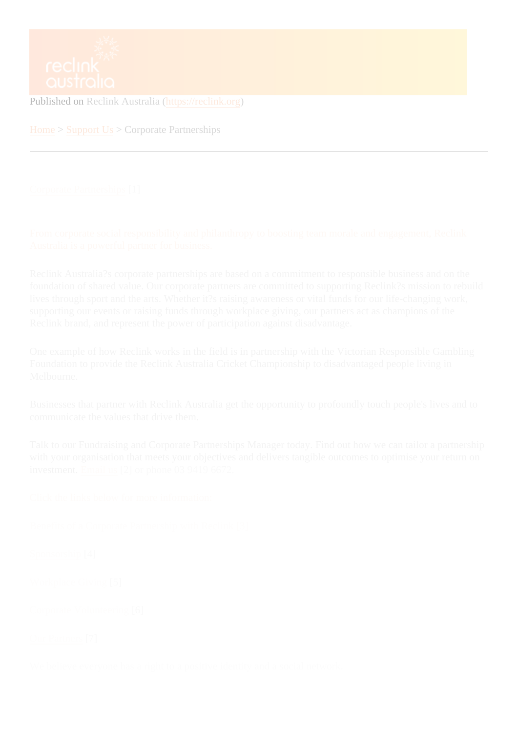Published on Reclink Australia (https://reclink.org)

Home > Support Us > Corporate Partnerships

---

# Corporate Partnerships [1]

From corporate social responsibility and philanthropy to boosting team morale and engagement, Reclink Australia is a powerful partner for business.

Reclink Australia?s corporate partnerships are based on a commitment to responsible business and on the foundation of shared value. Our corporate partners are committed to supporting Reclink?s mission to rebuild lives through sport and the arts. Whether it?s raising awareness or vital funds for our life-changing work, supporting our events or raising funds through workplace giving, our partners act as champions of the Reclink brand, and represent the power of participation against disadvantage.

One example of how Reclink works in the field is in partnership with the Victorian Responsible Gambling Foundation to provide the Reclink Australia Cricket Championship to disadvantaged people living in Melbourne.

Businesses that partner with Reclink Australia get the opportunity to profoundly touch people's lives and to communicate the values that drive them.

Talk to our Fundraising and Corporate Partnerships Manager today. Find out how we can tailor a partnership with your organisation that meets your objectives and delivers tangible outcomes to optimise your return on investment. Email us [2] or phone 03 9419 6672.

Click the links below for more information:

Benefits of a corporate partnership with Reclink [3]

Sponsorship [4]

Workplace Giving [5]

Corporate Volunteering [6]

Our Partners [7]

We understand people need a supportive community and a social network.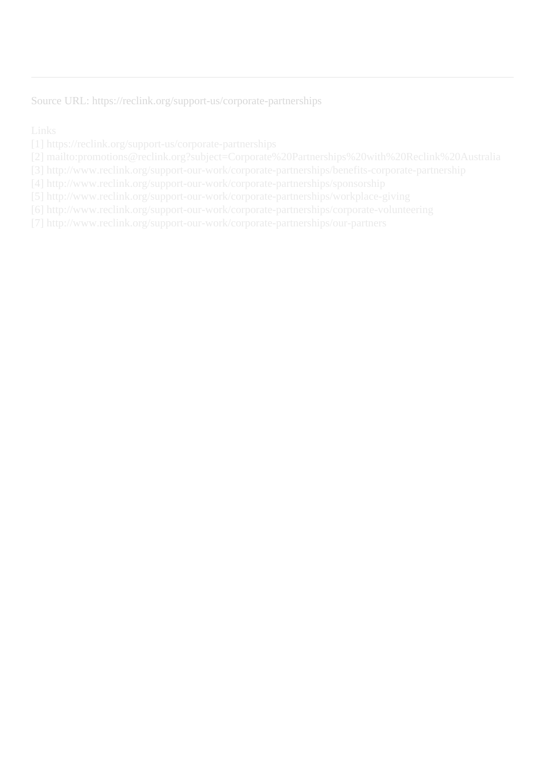---

Source URL: https://reclink.org/support-us/corporate-partnerships

Links
[1] https://reclink.org/support-us/corporate-partnerships
[2] mailto:promotions@reclink.org?subject=Corporate%20Partnerships%20with%20Reclink%20Australia
[3] http://www.reclink.org/support-our-work/corporate-partnerships/benefits-corporate-partnership
[4] http://www.reclink.org/support-our-work/corporate-partnerships/sponsorship
[5] http://www.reclink.org/support-our-work/corporate-partnerships/workplace-giving
[6] http://www.reclink.org/support-our-work/corporate-partnerships/corporate-volunteering
[7] http://www.reclink.org/support-our-work/corporate-partnerships/our-partners